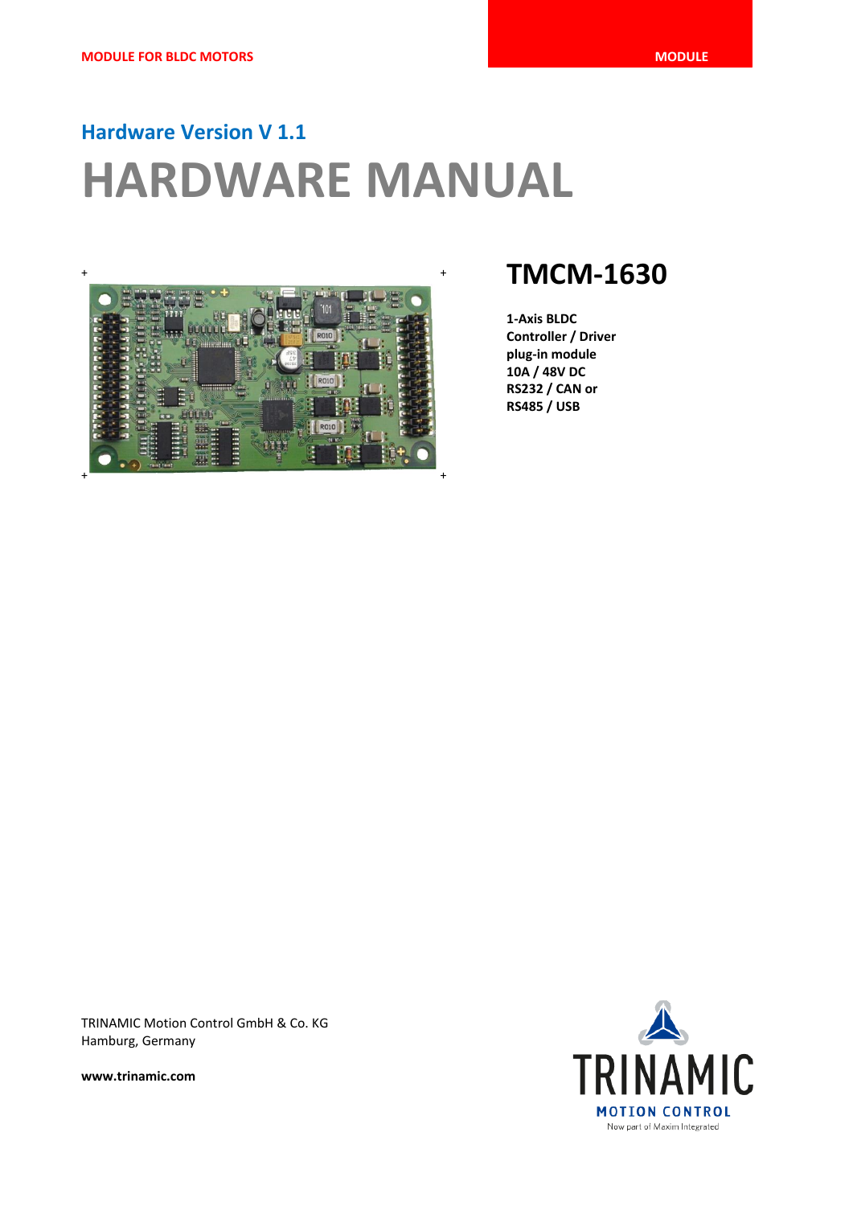MODULE FOR BLDC MOTORS

MODULE

## Hardware Version V 1.1

# HARDWARE MANUAL

# TMCM-1630

**1-Axis BLDC Controller / Driver plug-in module 10A / 48V DC RS232 / CAN or RS485 / USB**

TRINAMIC Motion Control GmbH & Co. KG
Hamburg, Germany

**www.trinamic.com**

TRINAMIC MOTION CONTROL
Now part of Maxim Integrated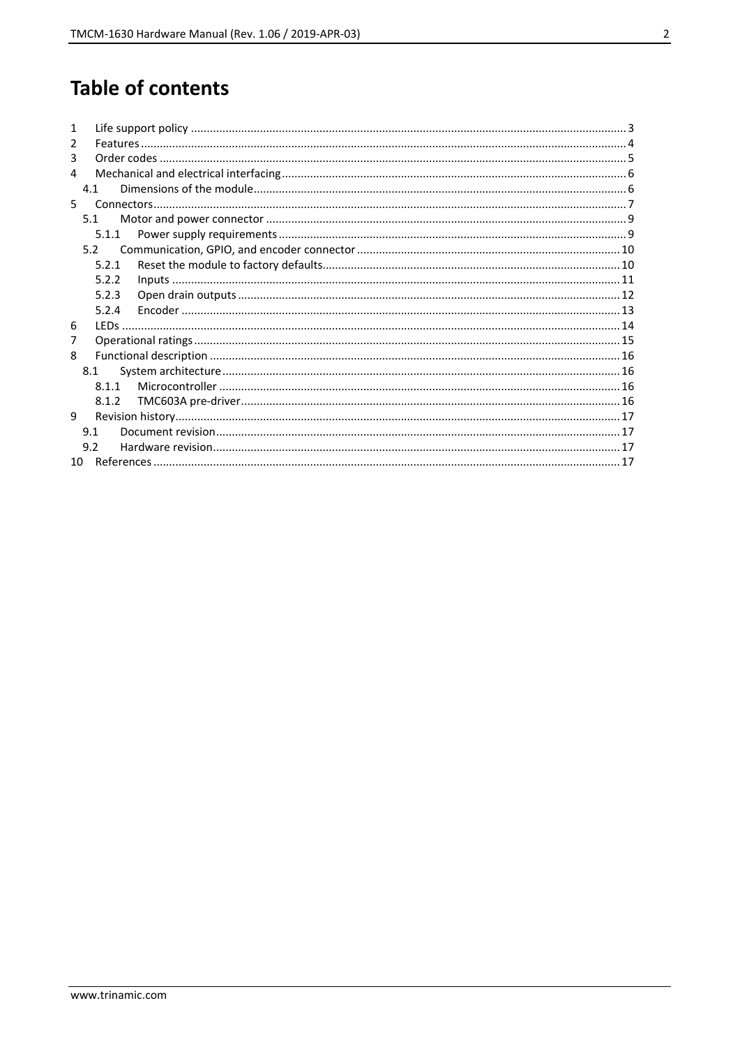# Table of contents

1 Life support policy ... 3
2 Features ... 4
3 Order codes ... 5
4 Mechanical and electrical interfacing ... 6
  4.1 Dimensions of the module ... 6
5 Connectors ... 7
  5.1 Motor and power connector ... 9
    5.1.1 Power supply requirements ... 9
  5.2 Communication, GPIO, and encoder connector ... 10
    5.2.1 Reset the module to factory defaults ... 10
    5.2.2 Inputs ... 11
    5.2.3 Open drain outputs ... 12
    5.2.4 Encoder ... 13
6 LEDs ... 14
7 Operational ratings ... 15
8 Functional description ... 16
  8.1 System architecture ... 16
    8.1.1 Microcontroller ... 16
    8.1.2 TMC603A pre-driver ... 16
9 Revision history ... 17
  9.1 Document revision ... 17
  9.2 Hardware revision ... 17
10 References ... 17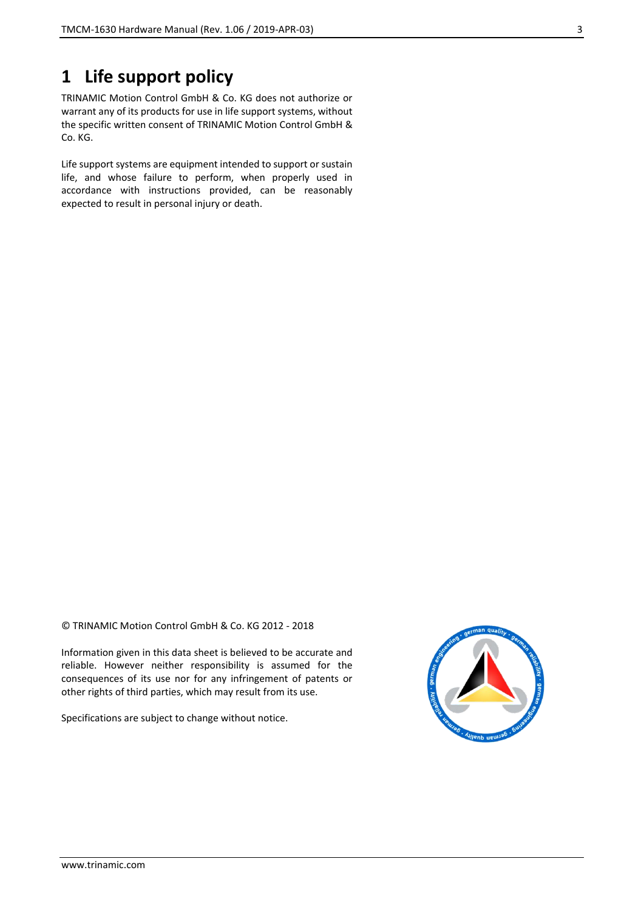# 1 Life support policy

TRINAMIC Motion Control GmbH & Co. KG does not authorize or warrant any of its products for use in life support systems, without the specific written consent of TRINAMIC Motion Control GmbH & Co. KG.

Life support systems are equipment intended to support or sustain life, and whose failure to perform, when properly used in accordance with instructions provided, can be reasonably expected to result in personal injury or death.

© TRINAMIC Motion Control GmbH & Co. KG 2012 - 2018

Information given in this data sheet is believed to be accurate and reliable. However neither responsibility is assumed for the consequences of its use nor for any infringement of patents or other rights of third parties, which may result from its use.

Specifications are subject to change without notice.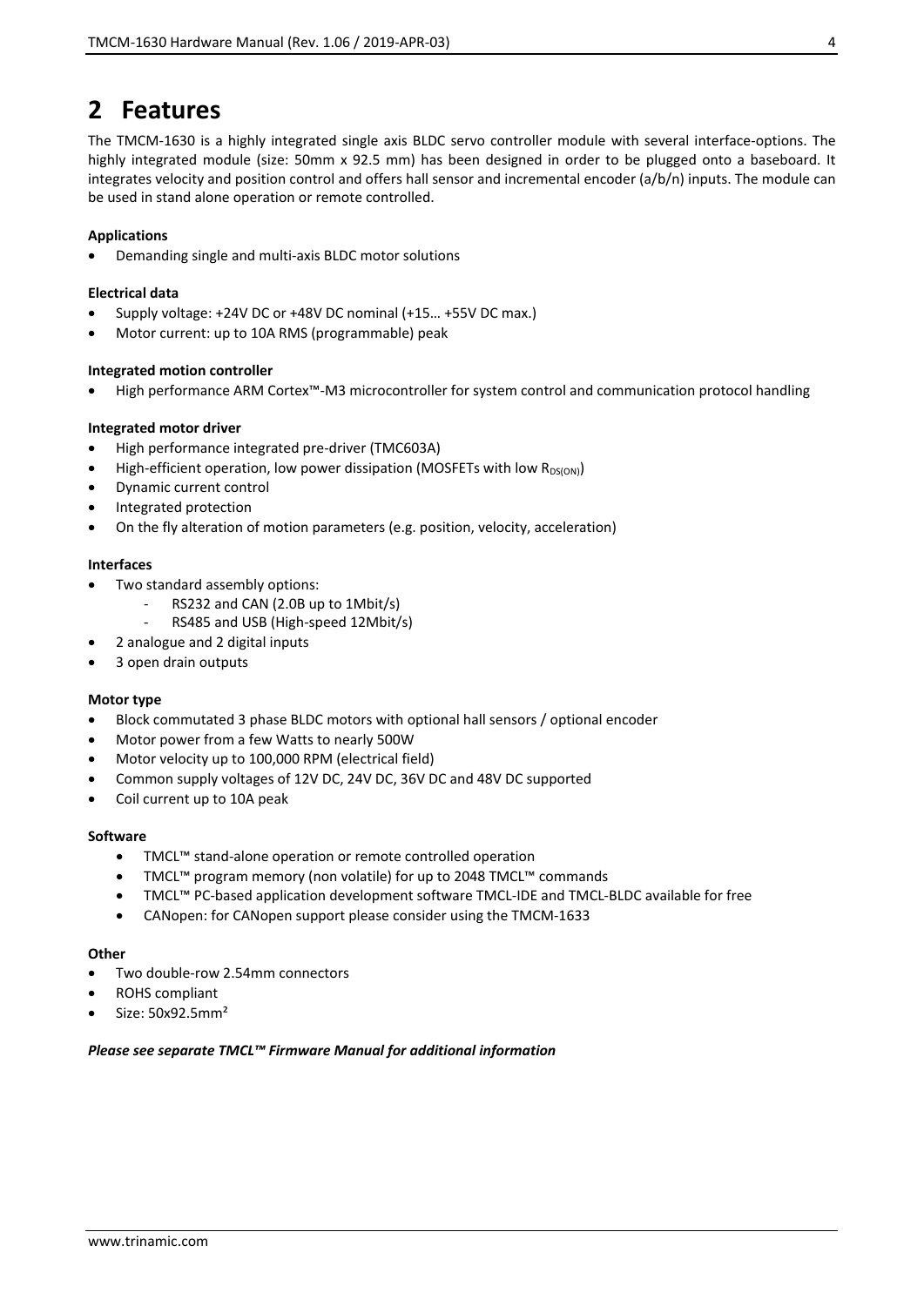# 2 Features

The TMCM-1630 is a highly integrated single axis BLDC servo controller module with several interface-options. The highly integrated module (size: 50mm x 92.5 mm) has been designed in order to be plugged onto a baseboard. It integrates velocity and position control and offers hall sensor and incremental encoder (a/b/n) inputs. The module can be used in stand alone operation or remote controlled.

**Applications**

- Demanding single and multi-axis BLDC motor solutions

**Electrical data**

- Supply voltage: +24V DC or +48V DC nominal (+15… +55V DC max.)
- Motor current: up to 10A RMS (programmable) peak

**Integrated motion controller**

- High performance ARM Cortex™-M3 microcontroller for system control and communication protocol handling

**Integrated motor driver**

- High performance integrated pre-driver (TMC603A)
- High-efficient operation, low power dissipation (MOSFETs with low $R_{DS(ON)}$)
- Dynamic current control
- Integrated protection
- On the fly alteration of motion parameters (e.g. position, velocity, acceleration)

**Interfaces**

- Two standard assembly options:
  - RS232 and CAN (2.0B up to 1Mbit/s)
  - RS485 and USB (High-speed 12Mbit/s)
- 2 analogue and 2 digital inputs
- 3 open drain outputs

**Motor type**

- Block commutated 3 phase BLDC motors with optional hall sensors / optional encoder
- Motor power from a few Watts to nearly 500W
- Motor velocity up to 100,000 RPM (electrical field)
- Common supply voltages of 12V DC, 24V DC, 36V DC and 48V DC supported
- Coil current up to 10A peak

**Software**

- TMCL™ stand-alone operation or remote controlled operation
- TMCL™ program memory (non volatile) for up to 2048 TMCL™ commands
- TMCL™ PC-based application development software TMCL-IDE and TMCL-BLDC available for free
- CANopen: for CANopen support please consider using the TMCM-1633

**Other**

- Two double-row 2.54mm connectors
- ROHS compliant
- Size: 50x92.5mm²

***Please see separate TMCL™ Firmware Manual for additional information***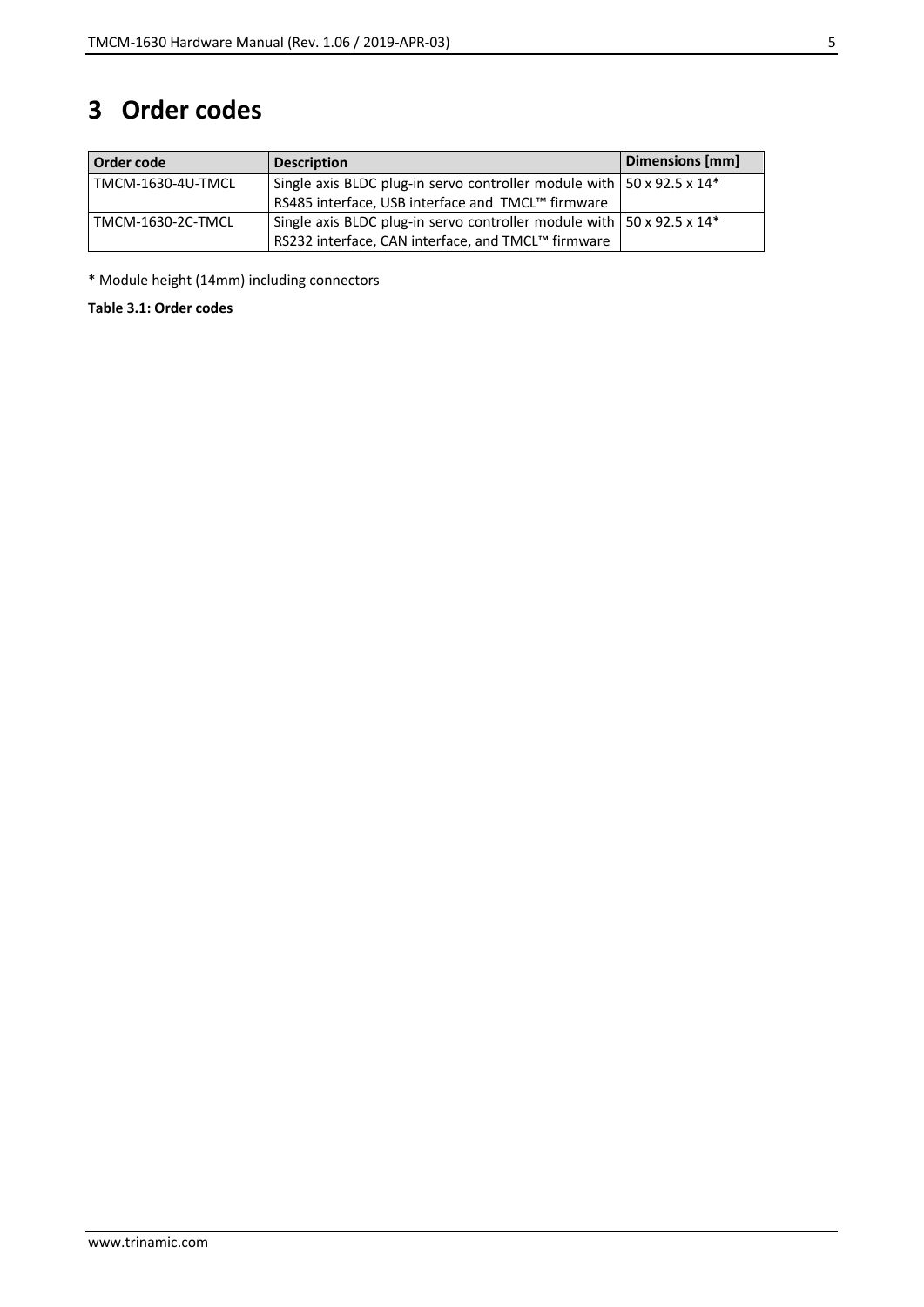# 3 Order codes

| Order code | Description | Dimensions [mm] |
|---|---|---|
| TMCM-1630-4U-TMCL | Single axis BLDC plug-in servo controller module with RS485 interface, USB interface and TMCL™ firmware | 50 x 92.5 x 14* |
| TMCM-1630-2C-TMCL | Single axis BLDC plug-in servo controller module with RS232 interface, CAN interface, and TMCL™ firmware | 50 x 92.5 x 14* |

\* Module height (14mm) including connectors

**Table 3.1: Order codes**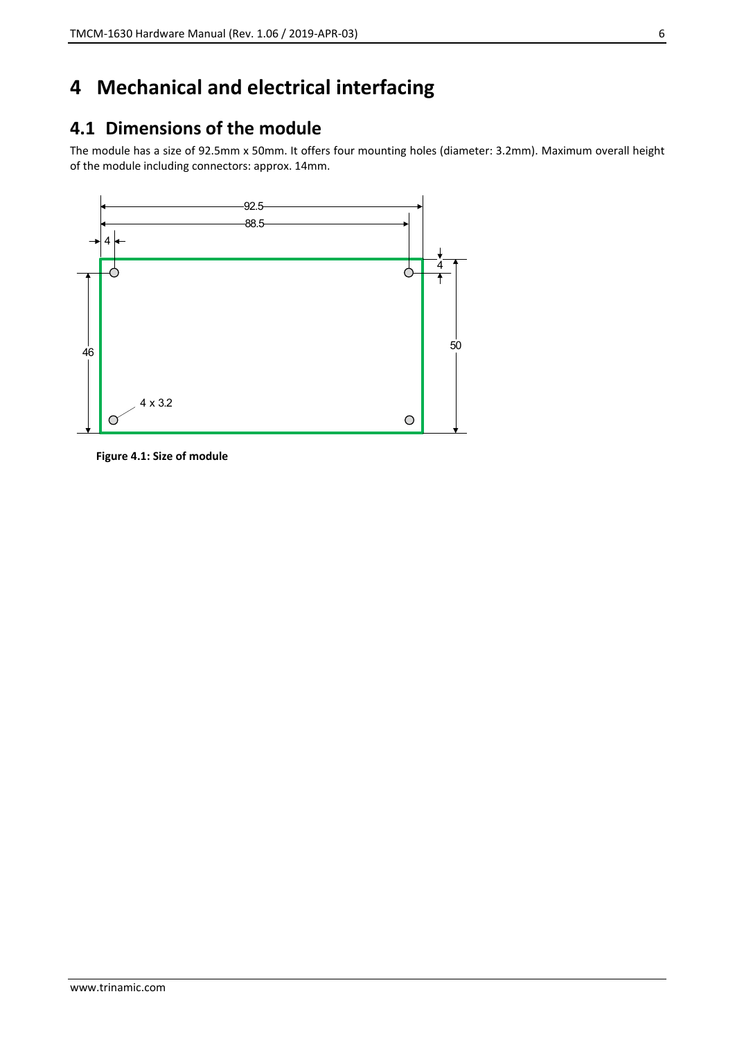# 4 Mechanical and electrical interfacing

## 4.1 Dimensions of the module

The module has a size of 92.5mm x 50mm. It offers four mounting holes (diameter: 3.2mm). Maximum overall height of the module including connectors: approx. 14mm.

**Figure 4.1: Size of module**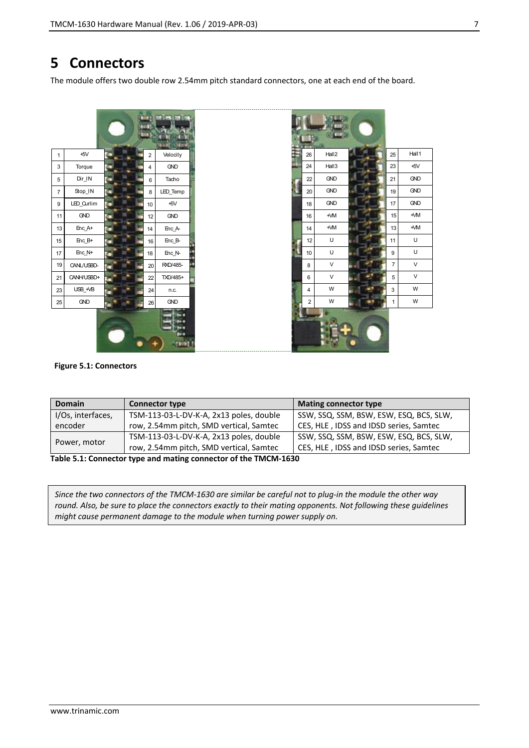# 5 Connectors

The module offers two double row 2.54mm pitch standard connectors, one at each end of the board.

| Pin | Function | Pin | Function |
|---|---|---|---|
| 1 | +5V | 2 | Velocity |
| 3 | Torque | 4 | GND |
| 5 | Dir_IN | 6 | Tacho |
| 7 | Stop_IN | 8 | LED_Temp |
| 9 | LED_Curlim | 10 | +5V |
| 11 | GND | 12 | GND |
| 13 | Enc_A+ | 14 | Enc_A- |
| 15 | Enc_B+ | 16 | Enc_B- |
| 17 | Enc_N+ | 18 | Enc_N- |
| 19 | CANL/USBD- | 20 | RXD/485- |
| 21 | CANH/USBD+ | 22 | TXD/485+ |
| 23 | USB_+VB | 24 | n.c. |
| 25 | GND | 26 | GND |

| Pin | Function | Pin | Function |
|---|---|---|---|
| 26 | Hall2 | 25 | Hall1 |
| 24 | Hall3 | 23 | +5V |
| 22 | GND | 21 | GND |
| 20 | GND | 19 | GND |
| 18 | GND | 17 | GND |
| 16 | +VM | 15 | +VM |
| 14 | +VM | 13 | +VM |
| 12 | U | 11 | U |
| 10 | U | 9 | U |
| 8 | V | 7 | V |
| 6 | V | 5 | V |
| 4 | W | 3 | W |
| 2 | W | 1 | W |

**Figure 5.1: Connectors**

| Domain | Connector type | Mating connector type |
|---|---|---|
| I/Os, interfaces, encoder | TSM-113-03-L-DV-K-A, 2x13 poles, double row, 2.54mm pitch, SMD vertical, Samtec | SSW, SSQ, SSM, BSW, ESW, ESQ, BCS, SLW, CES, HLE , IDSS and IDSD series, Samtec |
| Power, motor | TSM-113-03-L-DV-K-A, 2x13 poles, double row, 2.54mm pitch, SMD vertical, Samtec | SSW, SSQ, SSM, BSW, ESW, ESQ, BCS, SLW, CES, HLE , IDSS and IDSD series, Samtec |

**Table 5.1: Connector type and mating connector of the TMCM-1630**

*Since the two connectors of the TMCM-1630 are similar be careful not to plug-in the module the other way round. Also, be sure to place the connectors exactly to their mating opponents. Not following these guidelines might cause permanent damage to the module when turning power supply on.*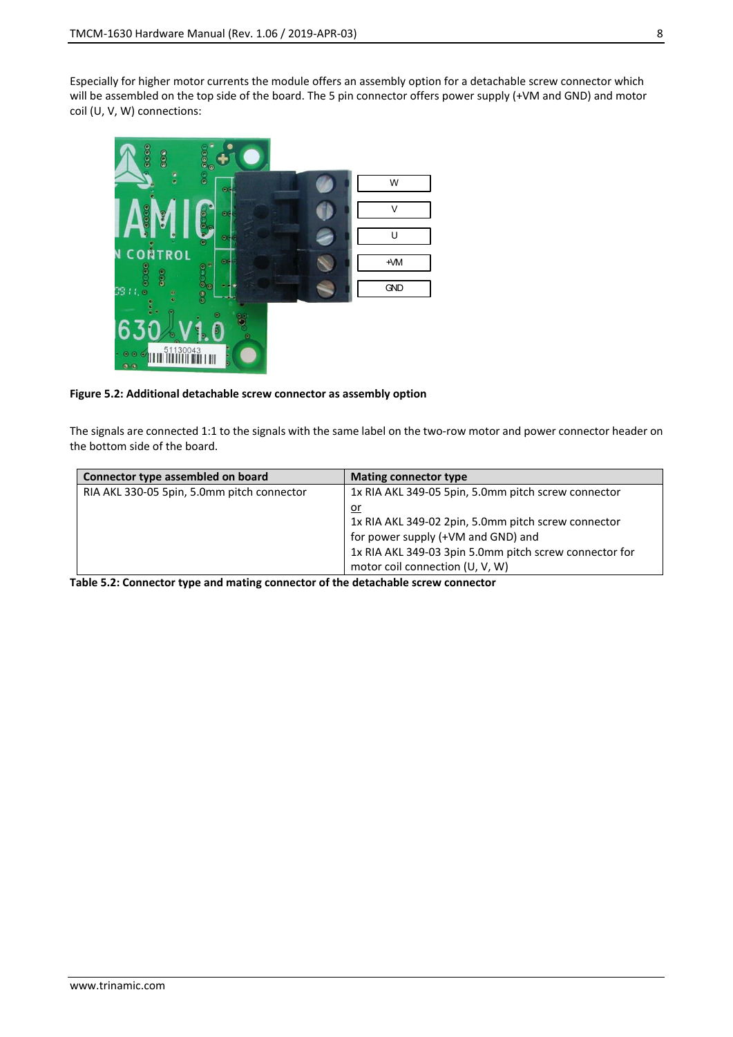Especially for higher motor currents the module offers an assembly option for a detachable screw connector which will be assembled on the top side of the board. The 5 pin connector offers power supply (+VM and GND) and motor coil (U, V, W) connections:

**Figure 5.2: Additional detachable screw connector as assembly option**

The signals are connected 1:1 to the signals with the same label on the two-row motor and power connector header on the bottom side of the board.

| Connector type assembled on board | Mating connector type |
|---|---|
| RIA AKL 330-05 5pin, 5.0mm pitch connector | 1x RIA AKL 349-05 5pin, 5.0mm pitch screw connector <br> or <br> 1x RIA AKL 349-02 2pin, 5.0mm pitch screw connector for power supply (+VM and GND) and <br> 1x RIA AKL 349-03 3pin 5.0mm pitch screw connector for motor coil connection (U, V, W) |

**Table 5.2: Connector type and mating connector of the detachable screw connector**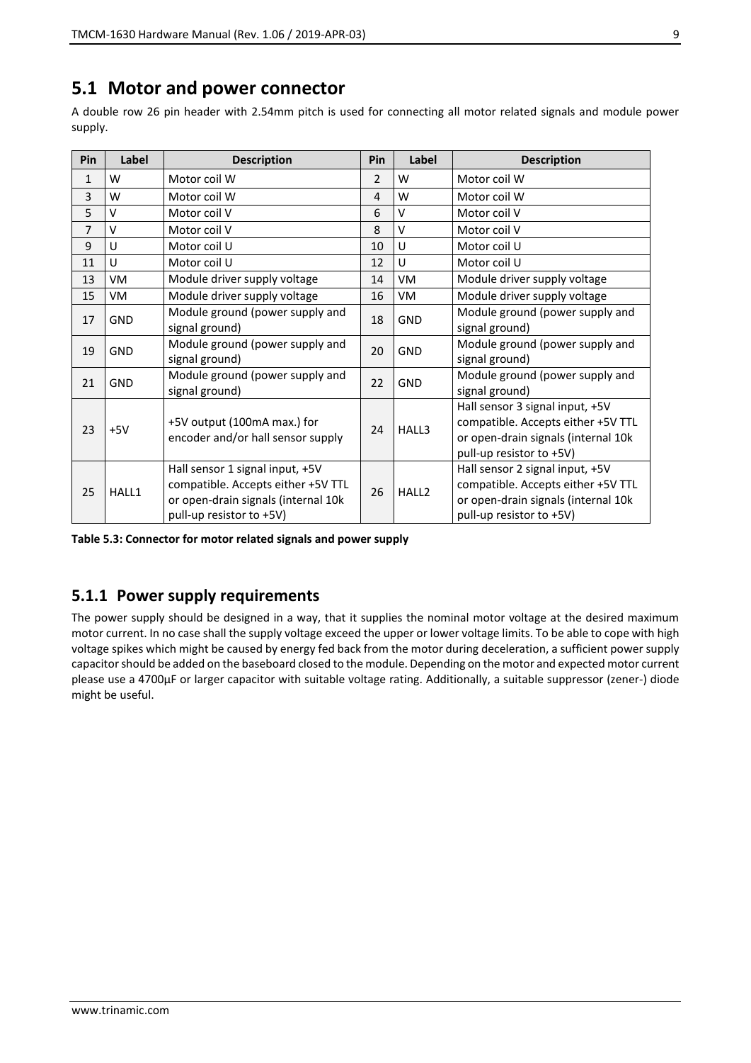## 5.1 Motor and power connector

A double row 26 pin header with 2.54mm pitch is used for connecting all motor related signals and module power supply.

| Pin | Label | Description | Pin | Label | Description |
|---|---|---|---|---|---|
| 1 | W | Motor coil W | 2 | W | Motor coil W |
| 3 | W | Motor coil W | 4 | W | Motor coil W |
| 5 | V | Motor coil V | 6 | V | Motor coil V |
| 7 | V | Motor coil V | 8 | V | Motor coil V |
| 9 | U | Motor coil U | 10 | U | Motor coil U |
| 11 | U | Motor coil U | 12 | U | Motor coil U |
| 13 | VM | Module driver supply voltage | 14 | VM | Module driver supply voltage |
| 15 | VM | Module driver supply voltage | 16 | VM | Module driver supply voltage |
| 17 | GND | Module ground (power supply and signal ground) | 18 | GND | Module ground (power supply and signal ground) |
| 19 | GND | Module ground (power supply and signal ground) | 20 | GND | Module ground (power supply and signal ground) |
| 21 | GND | Module ground (power supply and signal ground) | 22 | GND | Module ground (power supply and signal ground) |
| 23 | +5V | +5V output (100mA max.) for encoder and/or hall sensor supply | 24 | HALL3 | Hall sensor 3 signal input, +5V compatible. Accepts either +5V TTL or open-drain signals (internal 10k pull-up resistor to +5V) |
| 25 | HALL1 | Hall sensor 1 signal input, +5V compatible. Accepts either +5V TTL or open-drain signals (internal 10k pull-up resistor to +5V) | 26 | HALL2 | Hall sensor 2 signal input, +5V compatible. Accepts either +5V TTL or open-drain signals (internal 10k pull-up resistor to +5V) |

**Table 5.3: Connector for motor related signals and power supply**

### 5.1.1 Power supply requirements

The power supply should be designed in a way, that it supplies the nominal motor voltage at the desired maximum motor current. In no case shall the supply voltage exceed the upper or lower voltage limits. To be able to cope with high voltage spikes which might be caused by energy fed back from the motor during deceleration, a sufficient power supply capacitor should be added on the baseboard closed to the module. Depending on the motor and expected motor current please use a 4700µF or larger capacitor with suitable voltage rating. Additionally, a suitable suppressor (zener-) diode might be useful.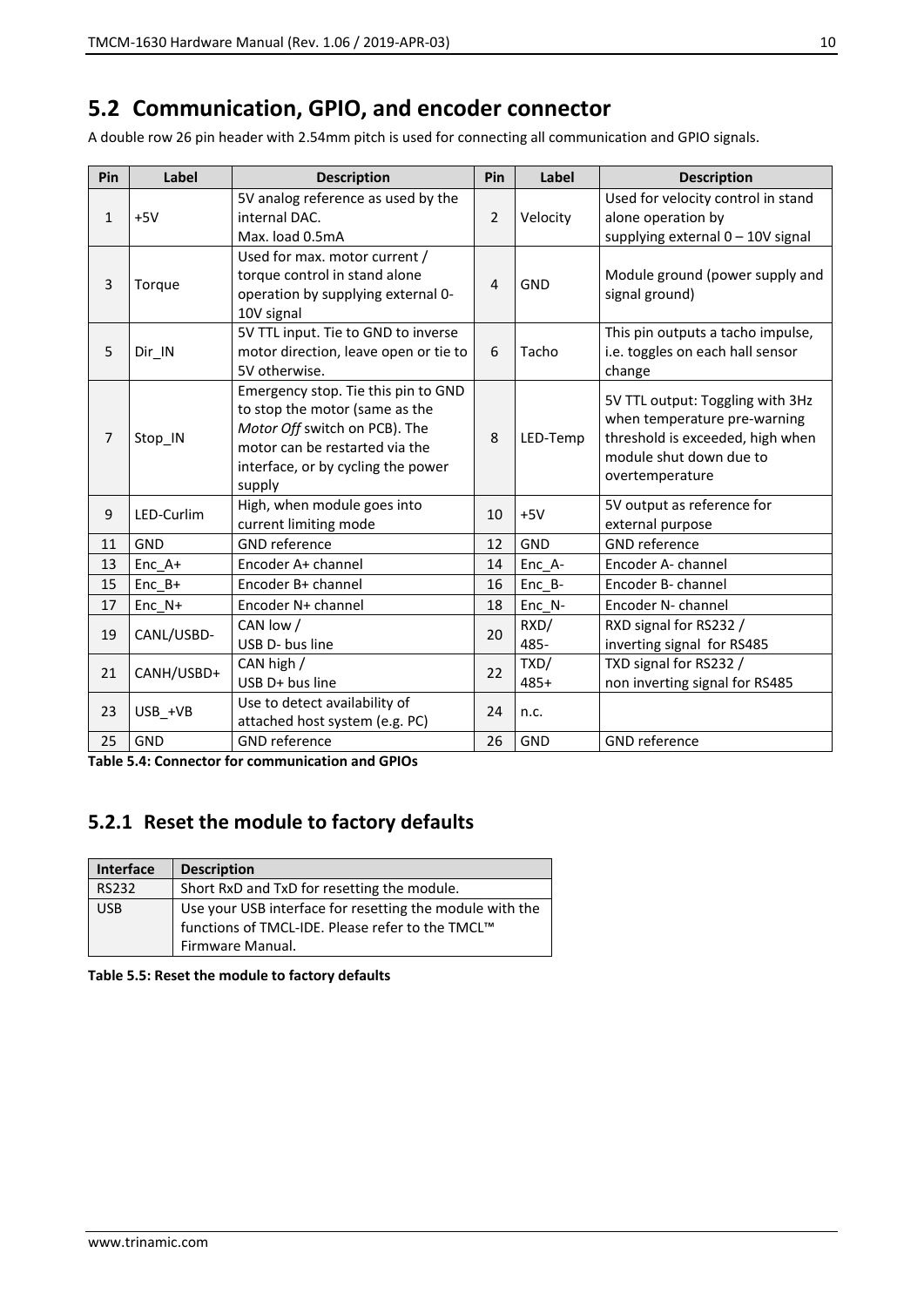## 5.2 Communication, GPIO, and encoder connector

A double row 26 pin header with 2.54mm pitch is used for connecting all communication and GPIO signals.

| Pin | Label | Description | Pin | Label | Description |
|---|---|---|---|---|---|
| 1 | +5V | 5V analog reference as used by the internal DAC. Max. load 0.5mA | 2 | Velocity | Used for velocity control in stand alone operation by supplying external 0 – 10V signal |
| 3 | Torque | Used for max. motor current / torque control in stand alone operation by supplying external 0-10V signal | 4 | GND | Module ground (power supply and signal ground) |
| 5 | Dir_IN | 5V TTL input. Tie to GND to inverse motor direction, leave open or tie to 5V otherwise. | 6 | Tacho | This pin outputs a tacho impulse, i.e. toggles on each hall sensor change |
| 7 | Stop_IN | Emergency stop. Tie this pin to GND to stop the motor (same as the *Motor Off* switch on PCB). The motor can be restarted via the interface, or by cycling the power supply | 8 | LED-Temp | 5V TTL output: Toggling with 3Hz when temperature pre-warning threshold is exceeded, high when module shut down due to overtemperature |
| 9 | LED-Curlim | High, when module goes into current limiting mode | 10 | +5V | 5V output as reference for external purpose |
| 11 | GND | GND reference | 12 | GND | GND reference |
| 13 | Enc_A+ | Encoder A+ channel | 14 | Enc_A- | Encoder A- channel |
| 15 | Enc_B+ | Encoder B+ channel | 16 | Enc_B- | Encoder B- channel |
| 17 | Enc_N+ | Encoder N+ channel | 18 | Enc_N- | Encoder N- channel |
| 19 | CANL/USBD- | CAN low / USB D- bus line | 20 | RXD/ 485- | RXD signal for RS232 / inverting signal for RS485 |
| 21 | CANH/USBD+ | CAN high / USB D+ bus line | 22 | TXD/ 485+ | TXD signal for RS232 / non inverting signal for RS485 |
| 23 | USB_+VB | Use to detect availability of attached host system (e.g. PC) | 24 | n.c. | |
| 25 | GND | GND reference | 26 | GND | GND reference |

**Table 5.4: Connector for communication and GPIOs**

### 5.2.1 Reset the module to factory defaults

| Interface | Description |
|---|---|
| RS232 | Short RxD and TxD for resetting the module. |
| USB | Use your USB interface for resetting the module with the functions of TMCL-IDE. Please refer to the TMCL™ Firmware Manual. |

**Table 5.5: Reset the module to factory defaults**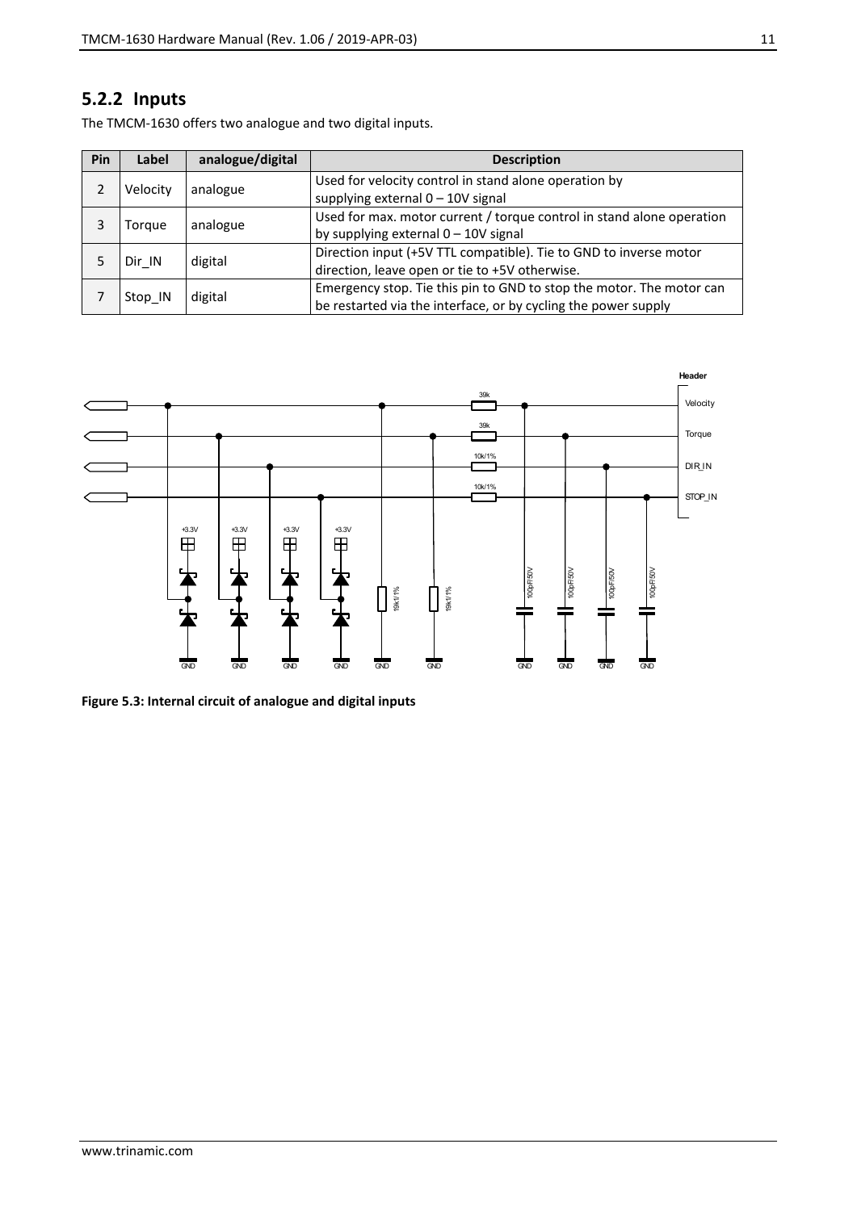## 5.2.2 Inputs

The TMCM-1630 offers two analogue and two digital inputs.

| Pin | Label | analogue/digital | Description |
|---|---|---|---|
| 2 | Velocity | analogue | Used for velocity control in stand alone operation by supplying external 0 – 10V signal |
| 3 | Torque | analogue | Used for max. motor current / torque control in stand alone operation by supplying external 0 – 10V signal |
| 5 | Dir_IN | digital | Direction input (+5V TTL compatible). Tie to GND to inverse motor direction, leave open or tie to +5V otherwise. |
| 7 | Stop_IN | digital | Emergency stop. Tie this pin to GND to stop the motor. The motor can be restarted via the interface, or by cycling the power supply |

**Figure 5.3: Internal circuit of analogue and digital inputs**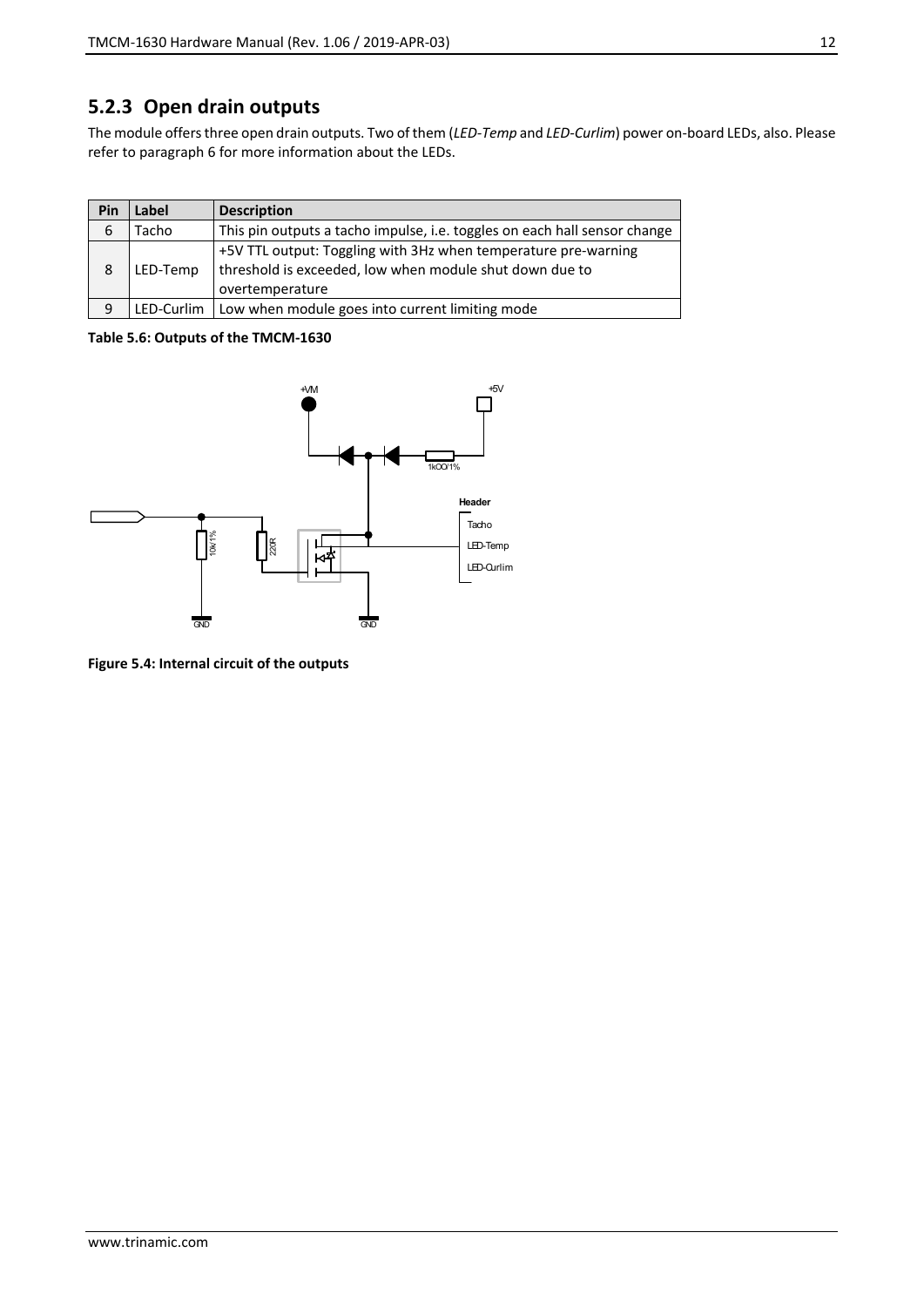### 5.2.3 Open drain outputs

The module offers three open drain outputs. Two of them (*LED-Temp* and *LED-Curlim*) power on-board LEDs, also. Please refer to paragraph 6 for more information about the LEDs.

| Pin | Label | Description |
|---|---|---|
| 6 | Tacho | This pin outputs a tacho impulse, i.e. toggles on each hall sensor change |
| 8 | LED-Temp | +5V TTL output: Toggling with 3Hz when temperature pre-warning threshold is exceeded, low when module shut down due to overtemperature |
| 9 | LED-Curlim | Low when module goes into current limiting mode |

**Table 5.6: Outputs of the TMCM-1630**

**Figure 5.4: Internal circuit of the outputs**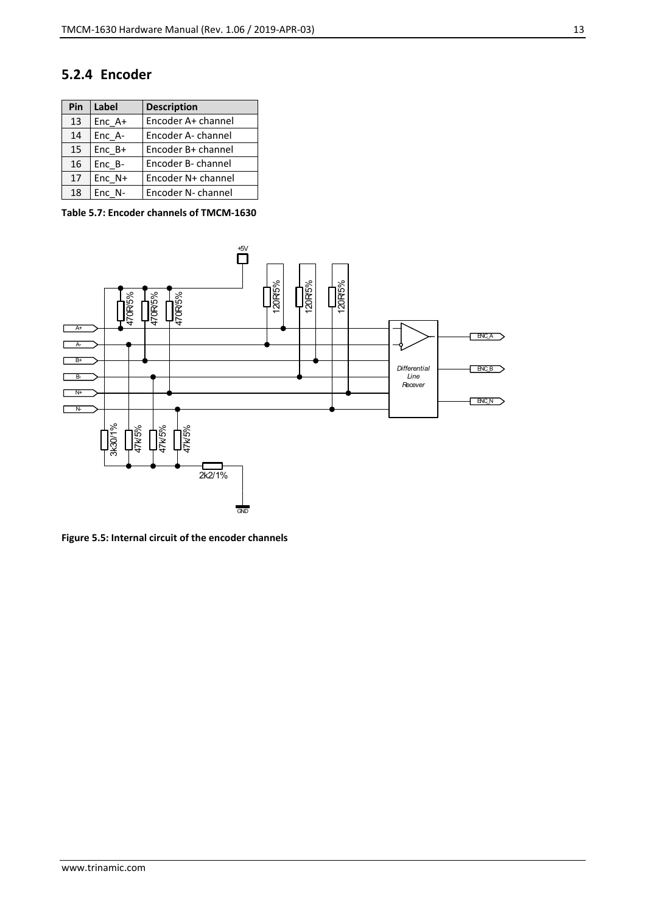## 5.2.4 Encoder

| Pin | Label | Description |
|---|---|---|
| 13 | Enc_A+ | Encoder A+ channel |
| 14 | Enc_A- | Encoder A- channel |
| 15 | Enc_B+ | Encoder B+ channel |
| 16 | Enc_B- | Encoder B- channel |
| 17 | Enc_N+ | Encoder N+ channel |
| 18 | Enc_N- | Encoder N- channel |

**Table 5.7: Encoder channels of TMCM-1630**

**Figure 5.5: Internal circuit of the encoder channels**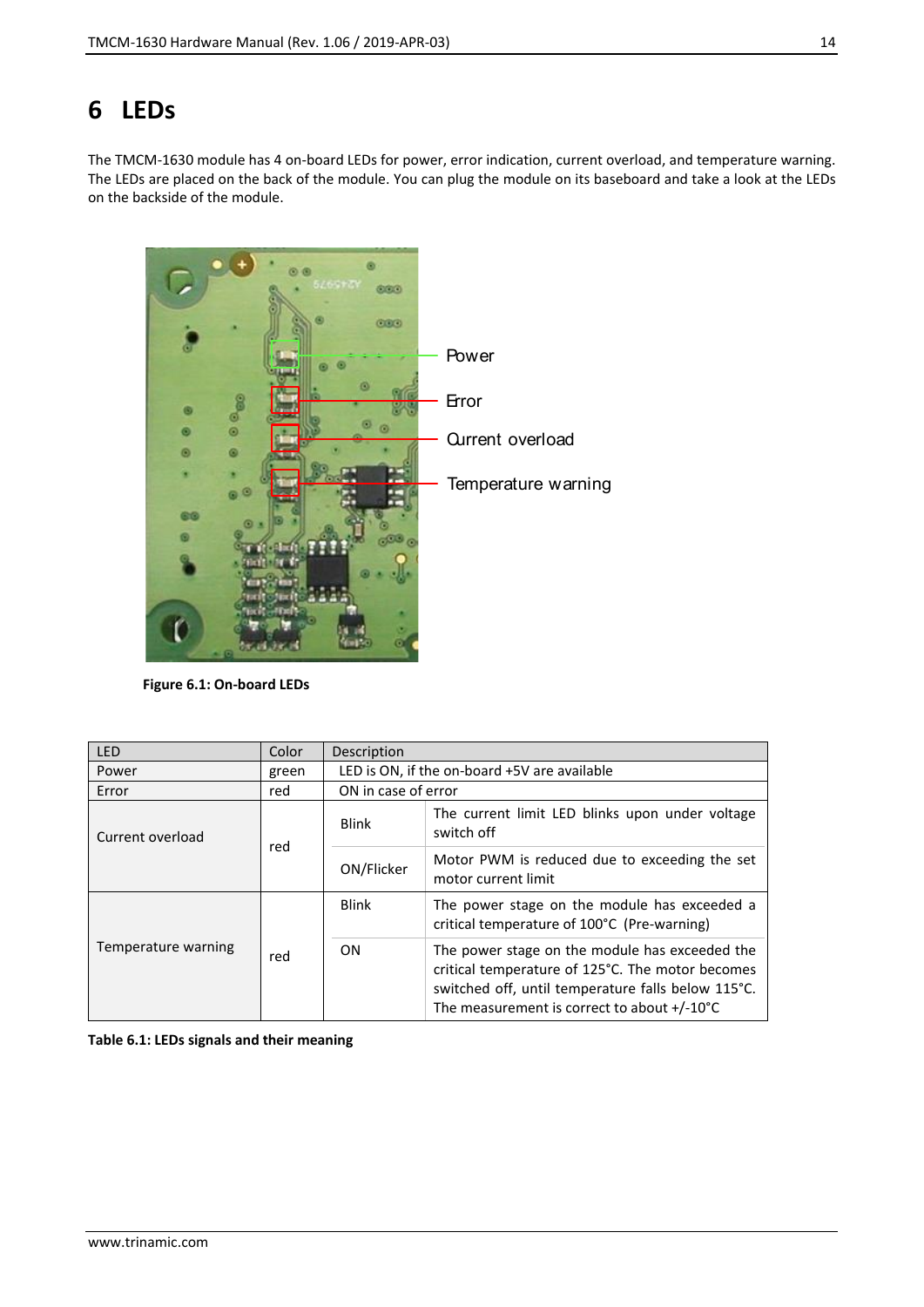# 6 LEDs

The TMCM-1630 module has 4 on-board LEDs for power, error indication, current overload, and temperature warning. The LEDs are placed on the back of the module. You can plug the module on its baseboard and take a look at the LEDs on the backside of the module.

Power

Error

Current overload

Temperature warning

**Figure 6.1: On-board LEDs**

| LED | Color | Description | |
|---|---|---|---|
| Power | green | LED is ON, if the on-board +5V are available | |
| Error | red | ON in case of error | |
| Current overload | red | Blink | The current limit LED blinks upon under voltage switch off |
| | | ON/Flicker | Motor PWM is reduced due to exceeding the set motor current limit |
| Temperature warning | red | Blink | The power stage on the module has exceeded a critical temperature of 100°C (Pre-warning) |
| | | ON | The power stage on the module has exceeded the critical temperature of 125°C. The motor becomes switched off, until temperature falls below 115°C. The measurement is correct to about +/-10°C |

**Table 6.1: LEDs signals and their meaning**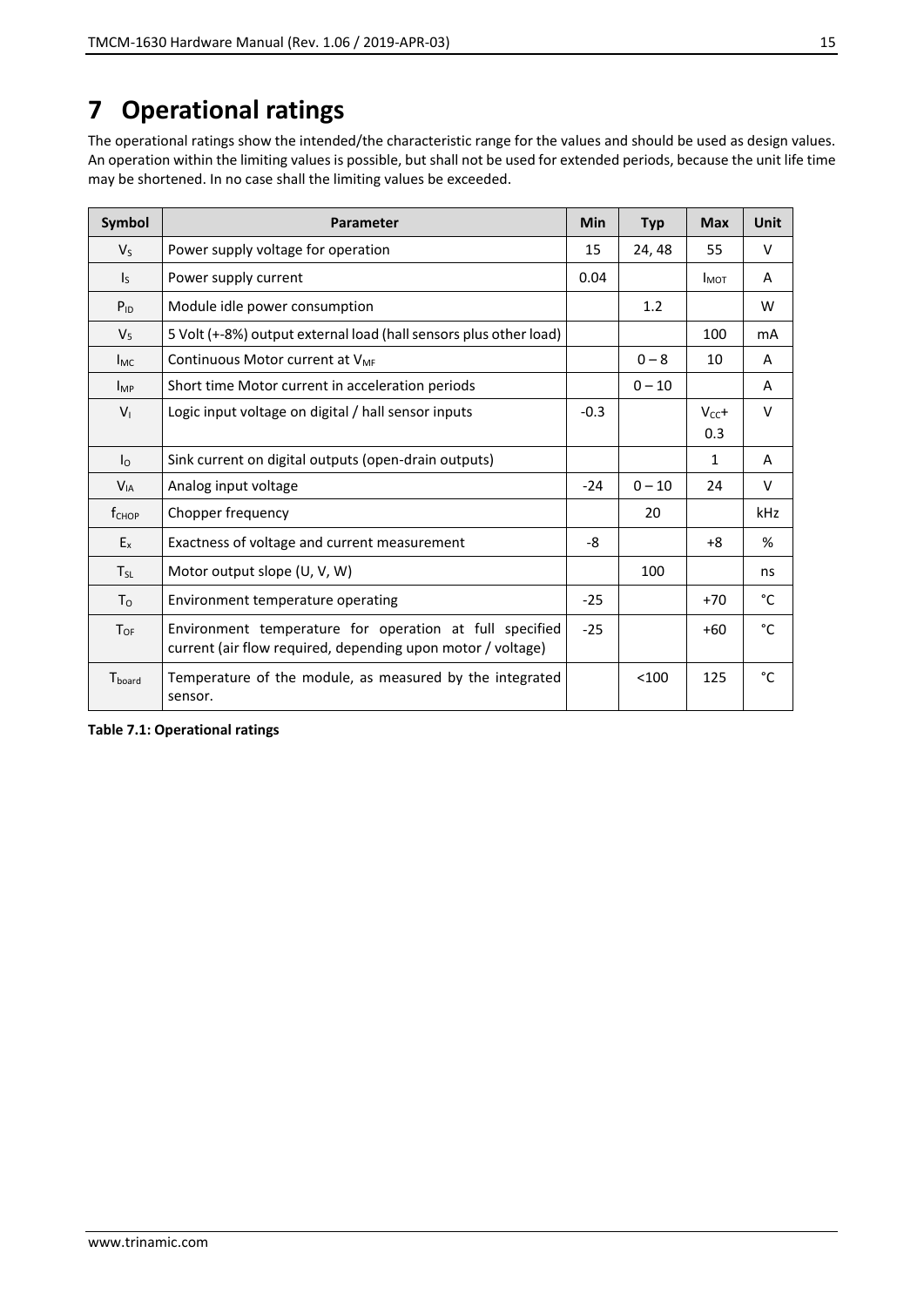# 7 Operational ratings

The operational ratings show the intended/the characteristic range for the values and should be used as design values. An operation within the limiting values is possible, but shall not be used for extended periods, because the unit life time may be shortened. In no case shall the limiting values be exceeded.

| Symbol | Parameter | Min | Typ | Max | Unit |
|---|---|---|---|---|---|
| $V_S$ | Power supply voltage for operation | 15 | 24, 48 | 55 | V |
| $I_S$ | Power supply current | 0.04 | | $I_{MOT}$ | A |
| $P_{ID}$ | Module idle power consumption | | 1.2 | | W |
| $V_5$ | 5 Volt (+-8%) output external load (hall sensors plus other load) | | | 100 | mA |
| $I_{MC}$ | Continuous Motor current at $V_{MF}$ | | 0 – 8 | 10 | A |
| $I_{MP}$ | Short time Motor current in acceleration periods | | 0 – 10 | | A |
| $V_I$ | Logic input voltage on digital / hall sensor inputs | -0.3 | | $V_{CC}$+ 0.3 | V |
| $I_O$ | Sink current on digital outputs (open-drain outputs) | | | 1 | A |
| $V_{IA}$ | Analog input voltage | -24 | 0 – 10 | 24 | V |
| $f_{CHOP}$ | Chopper frequency | | 20 | | kHz |
| $E_x$ | Exactness of voltage and current measurement | -8 | | +8 | % |
| $T_{SL}$ | Motor output slope (U, V, W) | | 100 | | ns |
| $T_O$ | Environment temperature operating | -25 | | +70 | °C |
| $T_{OF}$ | Environment temperature for operation at full specified current (air flow required, depending upon motor / voltage) | -25 | | +60 | °C |
| $T_{board}$ | Temperature of the module, as measured by the integrated sensor. | | <100 | 125 | °C |

**Table 7.1: Operational ratings**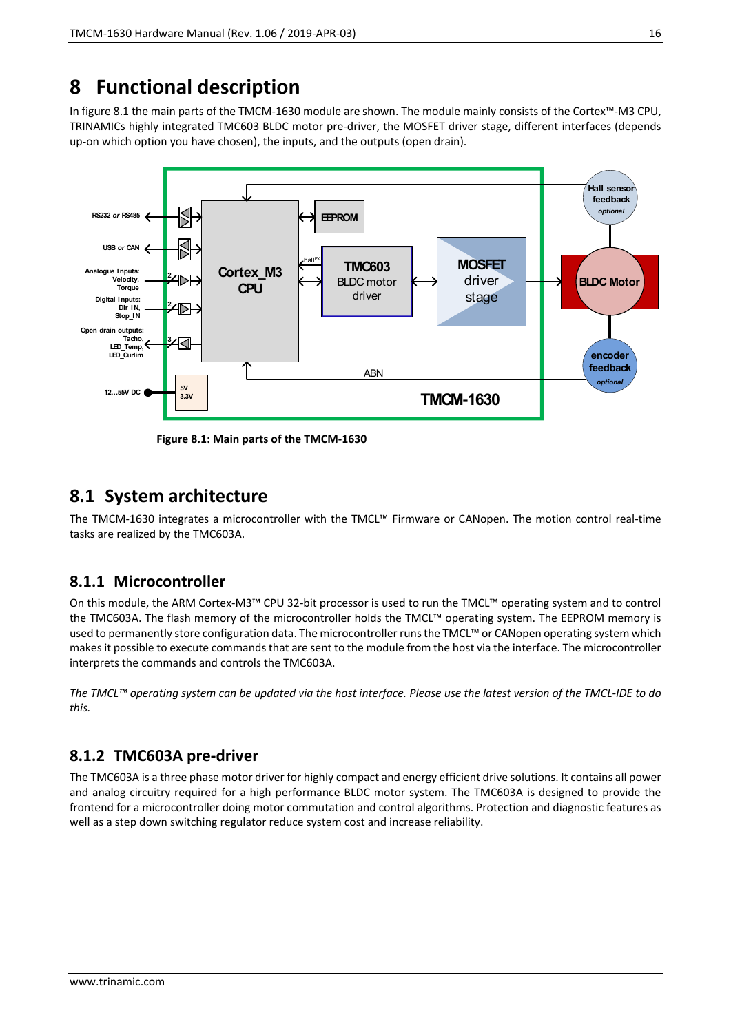# 8 Functional description

In figure 8.1 the main parts of the TMCM-1630 module are shown. The module mainly consists of the Cortex™-M3 CPU, TRINAMICs highly integrated TMC603 BLDC motor pre-driver, the MOSFET driver stage, different interfaces (depends up-on which option you have chosen), the inputs, and the outputs (open drain).

**Figure 8.1: Main parts of the TMCM-1630**

## 8.1 System architecture

The TMCM-1630 integrates a microcontroller with the TMCL™ Firmware or CANopen. The motion control real-time tasks are realized by the TMC603A.

### 8.1.1 Microcontroller

On this module, the ARM Cortex-M3™ CPU 32-bit processor is used to run the TMCL™ operating system and to control the TMC603A. The flash memory of the microcontroller holds the TMCL™ operating system. The EEPROM memory is used to permanently store configuration data. The microcontroller runs the TMCL™ or CANopen operating system which makes it possible to execute commands that are sent to the module from the host via the interface. The microcontroller interprets the commands and controls the TMC603A.

*The TMCL™ operating system can be updated via the host interface. Please use the latest version of the TMCL-IDE to do this.*

### 8.1.2 TMC603A pre-driver

The TMC603A is a three phase motor driver for highly compact and energy efficient drive solutions. It contains all power and analog circuitry required for a high performance BLDC motor system. The TMC603A is designed to provide the frontend for a microcontroller doing motor commutation and control algorithms. Protection and diagnostic features as well as a step down switching regulator reduce system cost and increase reliability.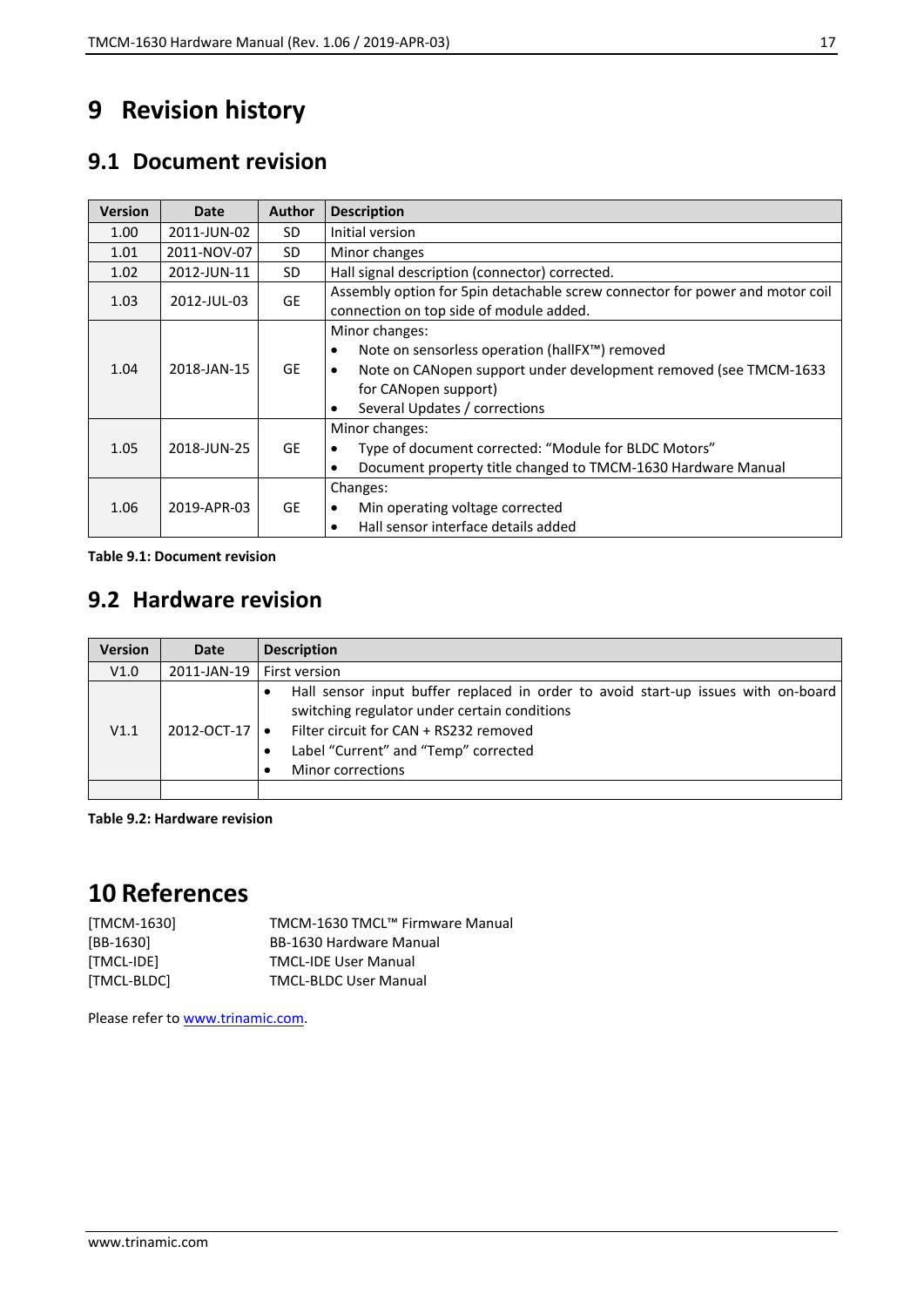# 9 Revision history

## 9.1 Document revision

| Version | Date | Author | Description |
|---|---|---|---|
| 1.00 | 2011-JUN-02 | SD | Initial version |
| 1.01 | 2011-NOV-07 | SD | Minor changes |
| 1.02 | 2012-JUN-11 | SD | Hall signal description (connector) corrected. |
| 1.03 | 2012-JUL-03 | GE | Assembly option for 5pin detachable screw connector for power and motor coil connection on top side of module added. |
| 1.04 | 2018-JAN-15 | GE | Minor changes:<br>• Note on sensorless operation (hallFX™) removed<br>• Note on CANopen support under development removed (see TMCM-1633 for CANopen support)<br>• Several Updates / corrections |
| 1.05 | 2018-JUN-25 | GE | Minor changes:<br>• Type of document corrected: "Module for BLDC Motors"<br>• Document property title changed to TMCM-1630 Hardware Manual |
| 1.06 | 2019-APR-03 | GE | Changes:<br>• Min operating voltage corrected<br>• Hall sensor interface details added |

**Table 9.1: Document revision**

## 9.2 Hardware revision

| Version | Date | Description |
|---|---|---|
| V1.0 | 2011-JAN-19 | First version |
| V1.1 | 2012-OCT-17 | • Hall sensor input buffer replaced in order to avoid start-up issues with on-board switching regulator under certain conditions<br>• Filter circuit for CAN + RS232 removed<br>• Label "Current" and "Temp" corrected<br>• Minor corrections |
| | | |

**Table 9.2: Hardware revision**

# 10 References

[TMCM-1630] TMCM-1630 TMCL™ Firmware Manual
[BB-1630] BB-1630 Hardware Manual
[TMCL-IDE] TMCL-IDE User Manual
[TMCL-BLDC] TMCL-BLDC User Manual

Please refer to www.trinamic.com.